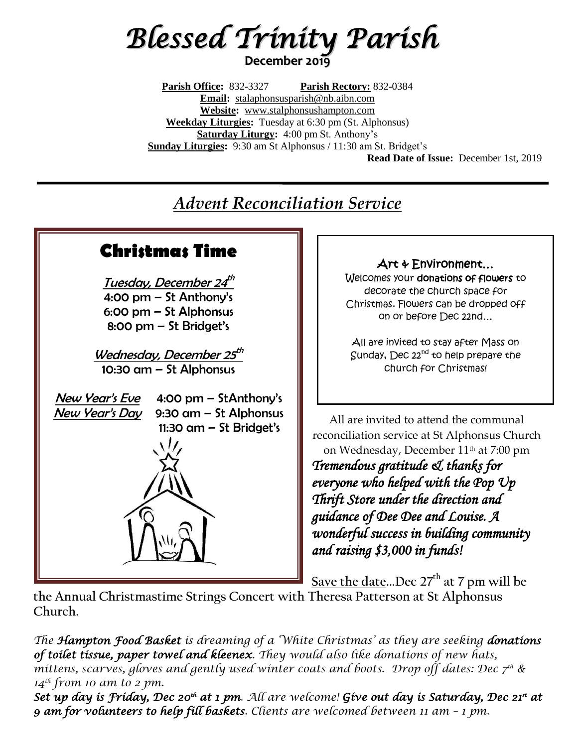# *Blessed Trinity Parish*

**December 2019**

**Parish Office:** 832-3327 **Parish Rectory:** 832-0384
**Email:** stalaphonsusparish@nb.aibn.com
**Website:** www.stalphonsushampton.com
**Weekday Liturgies:** Tuesday at 6:30 pm (St. Alphonsus)
**Saturday Liturgy:** 4:00 pm St. Anthony's
**Sunday Liturgies:** 9:30 am St Alphonsus / 11:30 am St. Bridget's

**Read Date of Issue:** December 1st, 2019

## *Advent Reconciliation Service*

### Christmas Time

*Tuesday, December 24th*
4:00 pm – St Anthony's
6:00 pm – St Alphonsus
8:00 pm – St Bridget's

*Wednesday, December 25th*
10:30 am – St Alphonsus

*New Year's Eve* 4:00 pm – StAnthony's
*New Year's Day* 9:30 am – St Alphonsus
11:30 am – St Bridget's

**Art & Environment…**
Welcomes your **donations of flowers** to decorate the church space for Christmas. Flowers can be dropped off on or before Dec 22nd…

All are invited to stay after Mass on Sunday, Dec 22nd to help prepare the church for Christmas!

All are invited to attend the communal reconciliation service at St Alphonsus Church on Wednesday, December 11th at 7:00 pm

***Tremendous gratitude & thanks for everyone who helped with the Pop Up Thrift Store under the direction and guidance of Dee Dee and Louise. A wonderful success in building community and raising $3,000 in funds!***

Save the date…Dec 27th at 7 pm will be the Annual Christmastime Strings Concert with Theresa Patterson at St Alphonsus Church.

*The **Hampton Food Basket** is dreaming of a 'White Christmas' as they are seeking **donations of toilet tissue, paper towel and kleenex**. They would also like donations of new hats, mittens, scarves, gloves and gently used winter coats and boots. Drop off dates: Dec 7th & 14th from 10 am to 2 pm.*

***Set up day is Friday, Dec 20th at 1 pm**. All are welcome! **Give out day is Saturday, Dec 21st at 9 am for volunteers to help fill baskets**. Clients are welcomed between 11 am – 1 pm.*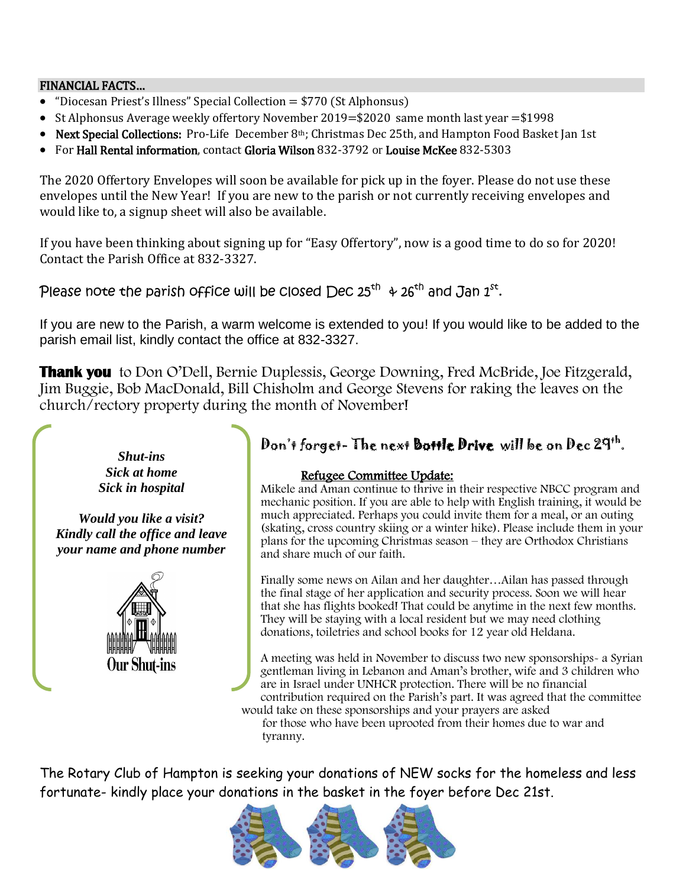## FINANCIAL FACTS…

- "Diocesan Priest's Illness" Special Collection = $770 (St Alphonsus)
- St Alphonsus Average weekly offertory November 2019=$2020 same month last year =$1998
- **Next Special Collections:** Pro-Life December 8th; Christmas Dec 25th, and Hampton Food Basket Jan 1st
- For **Hall Rental information**, contact **Gloria Wilson** 832-3792 or **Louise McKee** 832-5303

The 2020 Offertory Envelopes will soon be available for pick up in the foyer. Please do not use these envelopes until the New Year! If you are new to the parish or not currently receiving envelopes and would like to, a signup sheet will also be available.

If you have been thinking about signing up for "Easy Offertory", now is a good time to do so for 2020! Contact the Parish Office at 832-3327.

Please note the parish office will be closed Dec 25th & 26th and Jan 1st.

If you are new to the Parish, a warm welcome is extended to you! If you would like to be added to the parish email list, kindly contact the office at 832-3327.

**Thank you** to Don O'Dell, Bernie Duplessis, George Downing, Fred McBride, Joe Fitzgerald, Jim Buggie, Bob MacDonald, Bill Chisholm and George Stevens for raking the leaves on the church/rectory property during the month of November!

***Shut-ins***
***Sick at home***
***Sick in hospital***

***Would you like a visit? Kindly call the office and leave your name and phone number***

Our Shut-ins

Don't forget- The next **Bottle Drive** will be on Dec 29th.

**Refugee Committee Update:**

Mikele and Aman continue to thrive in their respective NBCC program and mechanic position. If you are able to help with English training, it would be much appreciated. Perhaps you could invite them for a meal, or an outing (skating, cross country skiing or a winter hike). Please include them in your plans for the upcoming Christmas season – they are Orthodox Christians and share much of our faith.

Finally some news on Ailan and her daughter…Ailan has passed through the final stage of her application and security process. Soon we will hear that she has flights booked! That could be anytime in the next few months. They will be staying with a local resident but we may need clothing donations, toiletries and school books for 12 year old Heldana.

A meeting was held in November to discuss two new sponsorships- a Syrian gentleman living in Lebanon and Aman's brother, wife and 3 children who are in Israel under UNHCR protection. There will be no financial contribution required on the Parish's part. It was agreed that the committee would take on these sponsorships and your prayers are asked for those who have been uprooted from their homes due to war and tyranny.

The Rotary Club of Hampton is seeking your donations of NEW socks for the homeless and less fortunate- kindly place your donations in the basket in the foyer before Dec 21st.